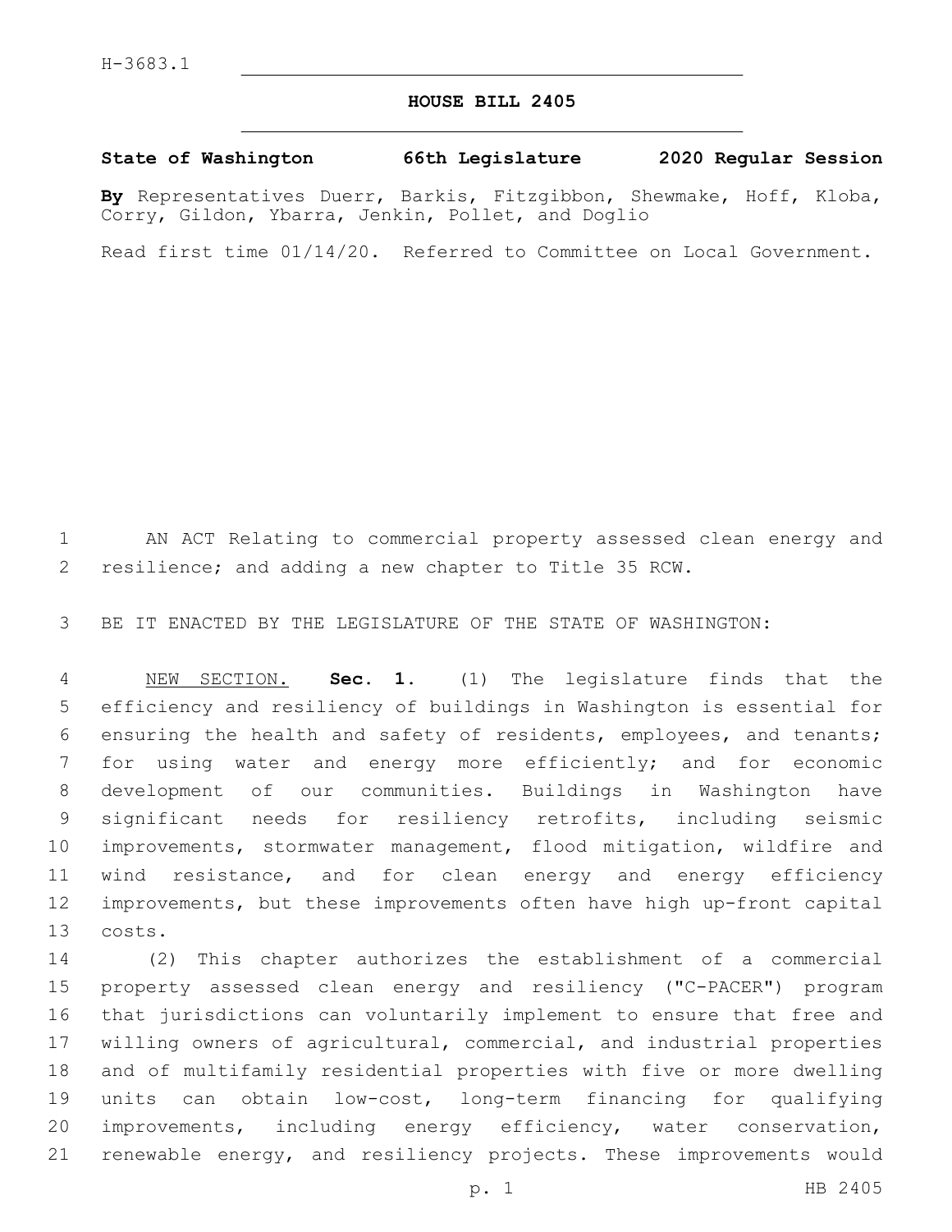H-3683.1

# HOUSE BILL 2405

**State of Washington 66th Legislature 2020 Regular Session**

**By** Representatives Duerr, Barkis, Fitzgibbon, Shewmake, Hoff, Kloba, Corry, Gildon, Ybarra, Jenkin, Pollet, and Doglio

Read first time 01/14/20. Referred to Committee on Local Government.

AN ACT Relating to commercial property assessed clean energy and resilience; and adding a new chapter to Title 35 RCW.

BE IT ENACTED BY THE LEGISLATURE OF THE STATE OF WASHINGTON:

NEW SECTION. **Sec. 1.** (1) The legislature finds that the efficiency and resiliency of buildings in Washington is essential for ensuring the health and safety of residents, employees, and tenants; for using water and energy more efficiently; and for economic development of our communities. Buildings in Washington have significant needs for resiliency retrofits, including seismic improvements, stormwater management, flood mitigation, wildfire and wind resistance, and for clean energy and energy efficiency improvements, but these improvements often have high up-front capital costs.

(2) This chapter authorizes the establishment of a commercial property assessed clean energy and resiliency ("C-PACER") program that jurisdictions can voluntarily implement to ensure that free and willing owners of agricultural, commercial, and industrial properties and of multifamily residential properties with five or more dwelling units can obtain low-cost, long-term financing for qualifying improvements, including energy efficiency, water conservation, renewable energy, and resiliency projects. These improvements would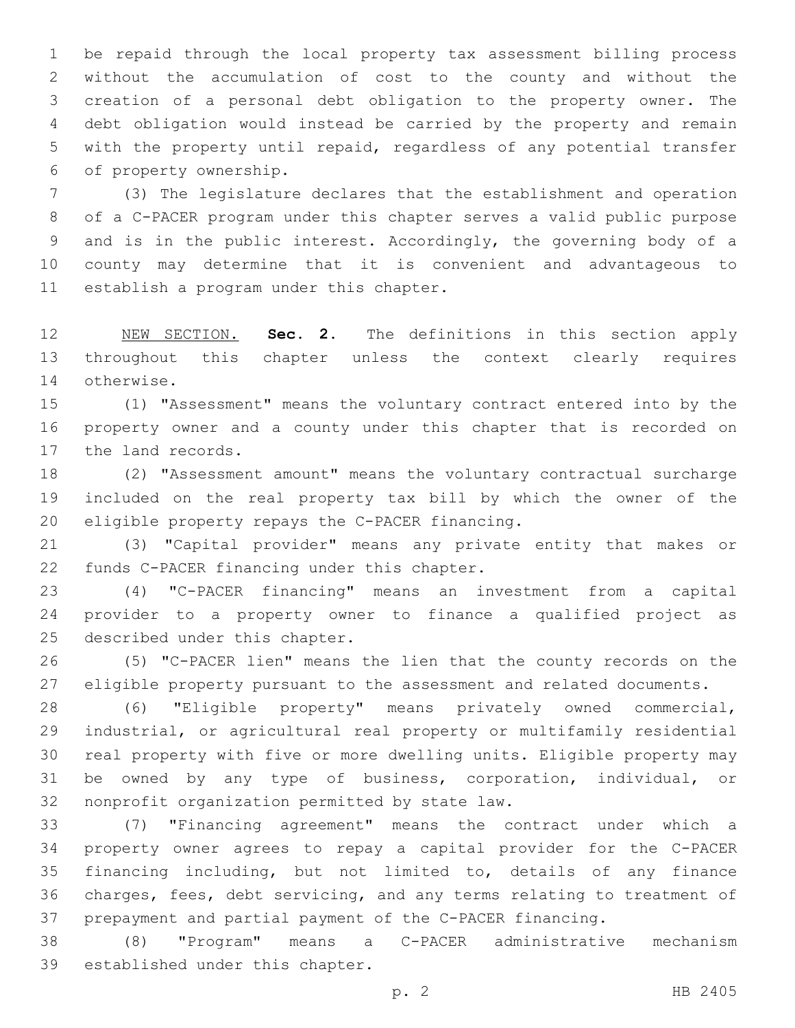be repaid through the local property tax assessment billing process without the accumulation of cost to the county and without the creation of a personal debt obligation to the property owner. The debt obligation would instead be carried by the property and remain with the property until repaid, regardless of any potential transfer of property ownership.

(3) The legislature declares that the establishment and operation of a C-PACER program under this chapter serves a valid public purpose and is in the public interest. Accordingly, the governing body of a county may determine that it is convenient and advantageous to establish a program under this chapter.

NEW SECTION. **Sec. 2.** The definitions in this section apply throughout this chapter unless the context clearly requires otherwise.

(1) "Assessment" means the voluntary contract entered into by the property owner and a county under this chapter that is recorded on the land records.

(2) "Assessment amount" means the voluntary contractual surcharge included on the real property tax bill by which the owner of the eligible property repays the C-PACER financing.

(3) "Capital provider" means any private entity that makes or funds C-PACER financing under this chapter.

(4) "C-PACER financing" means an investment from a capital provider to a property owner to finance a qualified project as described under this chapter.

(5) "C-PACER lien" means the lien that the county records on the eligible property pursuant to the assessment and related documents.

(6) "Eligible property" means privately owned commercial, industrial, or agricultural real property or multifamily residential real property with five or more dwelling units. Eligible property may be owned by any type of business, corporation, individual, or nonprofit organization permitted by state law.

(7) "Financing agreement" means the contract under which a property owner agrees to repay a capital provider for the C-PACER financing including, but not limited to, details of any finance charges, fees, debt servicing, and any terms relating to treatment of prepayment and partial payment of the C-PACER financing.

(8) "Program" means a C-PACER administrative mechanism established under this chapter.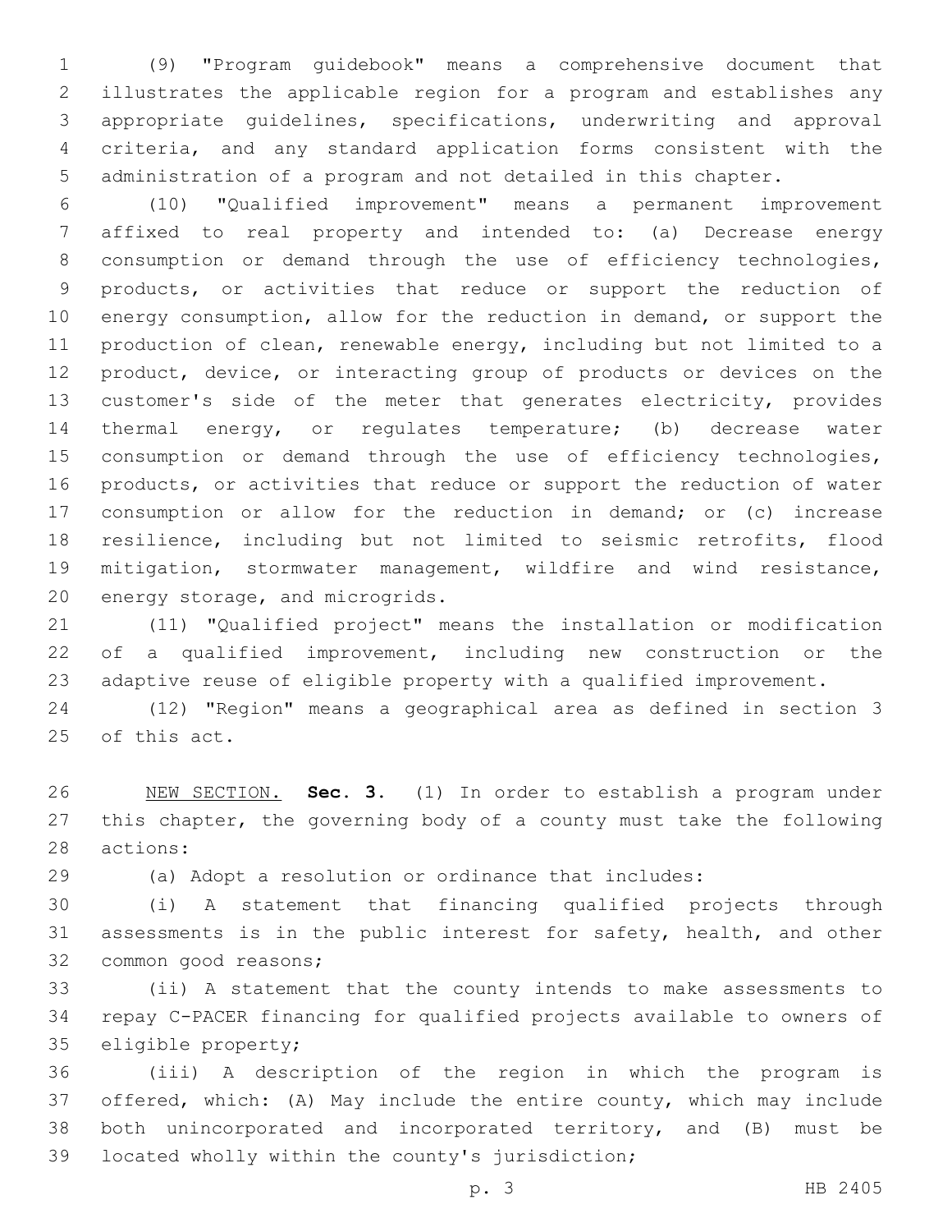(9) "Program guidebook" means a comprehensive document that illustrates the applicable region for a program and establishes any appropriate guidelines, specifications, underwriting and approval criteria, and any standard application forms consistent with the administration of a program and not detailed in this chapter.

(10) "Qualified improvement" means a permanent improvement affixed to real property and intended to: (a) Decrease energy consumption or demand through the use of efficiency technologies, products, or activities that reduce or support the reduction of energy consumption, allow for the reduction in demand, or support the production of clean, renewable energy, including but not limited to a product, device, or interacting group of products or devices on the customer's side of the meter that generates electricity, provides thermal energy, or regulates temperature; (b) decrease water consumption or demand through the use of efficiency technologies, products, or activities that reduce or support the reduction of water consumption or allow for the reduction in demand; or (c) increase resilience, including but not limited to seismic retrofits, flood mitigation, stormwater management, wildfire and wind resistance, energy storage, and microgrids.

(11) "Qualified project" means the installation or modification of a qualified improvement, including new construction or the adaptive reuse of eligible property with a qualified improvement.

(12) "Region" means a geographical area as defined in section 3 of this act.

NEW SECTION. **Sec. 3.** (1) In order to establish a program under this chapter, the governing body of a county must take the following actions:

(a) Adopt a resolution or ordinance that includes:

(i) A statement that financing qualified projects through assessments is in the public interest for safety, health, and other common good reasons;

(ii) A statement that the county intends to make assessments to repay C-PACER financing for qualified projects available to owners of eligible property;

(iii) A description of the region in which the program is offered, which: (A) May include the entire county, which may include both unincorporated and incorporated territory, and (B) must be located wholly within the county's jurisdiction;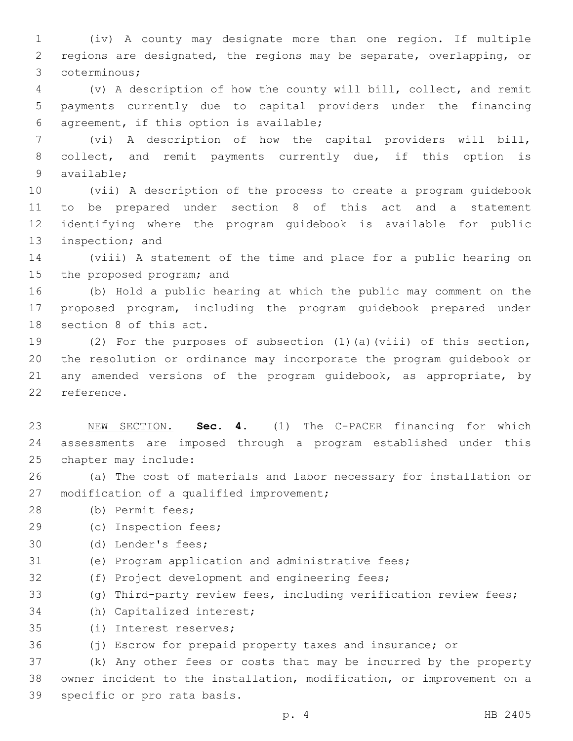(iv) A county may designate more than one region. If multiple regions are designated, the regions may be separate, overlapping, or coterminous;

(v) A description of how the county will bill, collect, and remit payments currently due to capital providers under the financing agreement, if this option is available;

(vi) A description of how the capital providers will bill, collect, and remit payments currently due, if this option is available;

(vii) A description of the process to create a program guidebook to be prepared under section 8 of this act and a statement identifying where the program guidebook is available for public inspection; and

(viii) A statement of the time and place for a public hearing on the proposed program; and

(b) Hold a public hearing at which the public may comment on the proposed program, including the program guidebook prepared under section 8 of this act.

(2) For the purposes of subsection (1)(a)(viii) of this section, the resolution or ordinance may incorporate the program guidebook or any amended versions of the program guidebook, as appropriate, by reference.

NEW SECTION. **Sec. 4.** (1) The C-PACER financing for which assessments are imposed through a program established under this chapter may include:

(a) The cost of materials and labor necessary for installation or modification of a qualified improvement;

(b) Permit fees;

(c) Inspection fees;

(d) Lender's fees;

(e) Program application and administrative fees;

(f) Project development and engineering fees;

(g) Third-party review fees, including verification review fees;

(h) Capitalized interest;

(i) Interest reserves;

(j) Escrow for prepaid property taxes and insurance; or

(k) Any other fees or costs that may be incurred by the property owner incident to the installation, modification, or improvement on a specific or pro rata basis.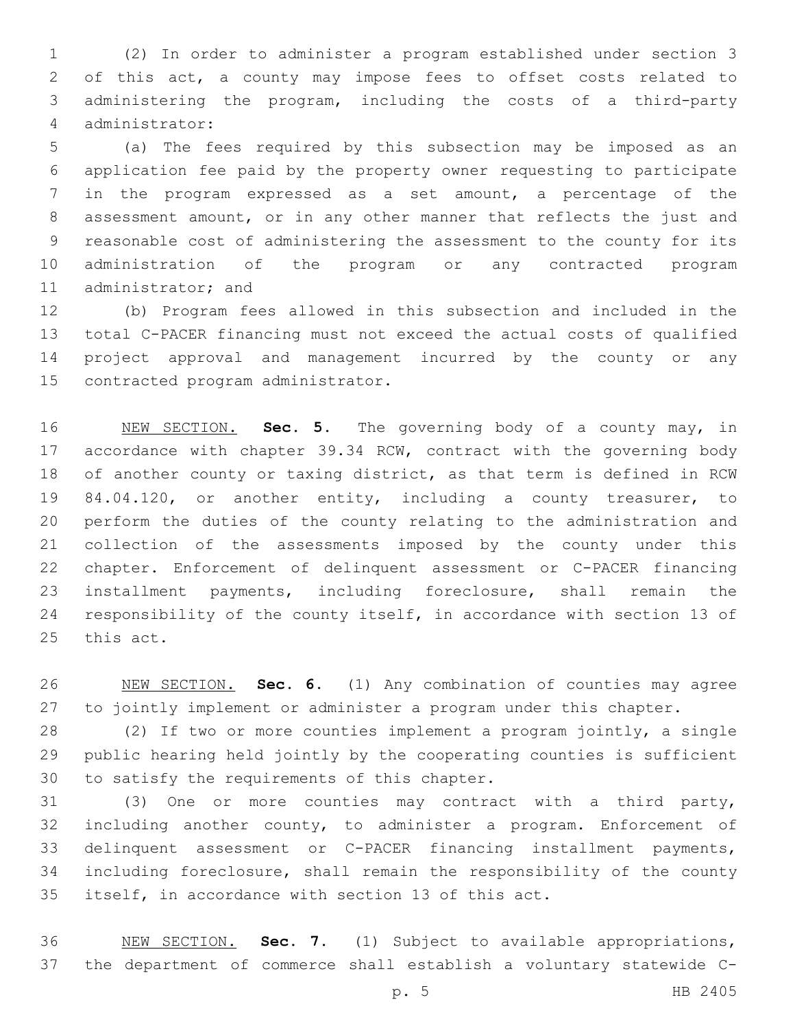(2) In order to administer a program established under section 3 of this act, a county may impose fees to offset costs related to administering the program, including the costs of a third-party administrator:

(a) The fees required by this subsection may be imposed as an application fee paid by the property owner requesting to participate in the program expressed as a set amount, a percentage of the assessment amount, or in any other manner that reflects the just and reasonable cost of administering the assessment to the county for its administration of the program or any contracted program administrator; and

(b) Program fees allowed in this subsection and included in the total C-PACER financing must not exceed the actual costs of qualified project approval and management incurred by the county or any contracted program administrator.

NEW SECTION. **Sec. 5.** The governing body of a county may, in accordance with chapter 39.34 RCW, contract with the governing body of another county or taxing district, as that term is defined in RCW 84.04.120, or another entity, including a county treasurer, to perform the duties of the county relating to the administration and collection of the assessments imposed by the county under this chapter. Enforcement of delinquent assessment or C-PACER financing installment payments, including foreclosure, shall remain the responsibility of the county itself, in accordance with section 13 of this act.

NEW SECTION. **Sec. 6.** (1) Any combination of counties may agree to jointly implement or administer a program under this chapter.

(2) If two or more counties implement a program jointly, a single public hearing held jointly by the cooperating counties is sufficient to satisfy the requirements of this chapter.

(3) One or more counties may contract with a third party, including another county, to administer a program. Enforcement of delinquent assessment or C-PACER financing installment payments, including foreclosure, shall remain the responsibility of the county itself, in accordance with section 13 of this act.

NEW SECTION. **Sec. 7.** (1) Subject to available appropriations, the department of commerce shall establish a voluntary statewide C-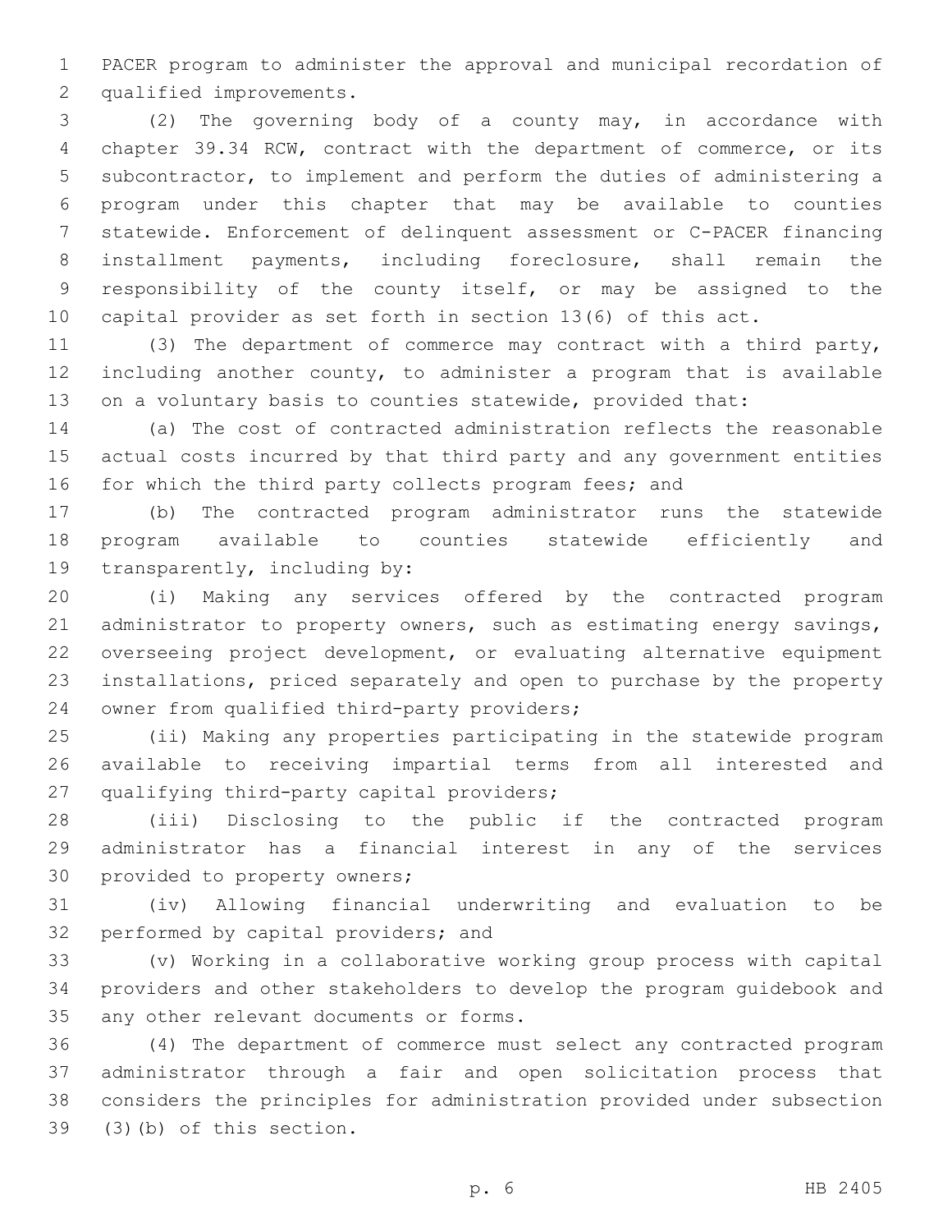PACER program to administer the approval and municipal recordation of qualified improvements.

(2) The governing body of a county may, in accordance with chapter 39.34 RCW, contract with the department of commerce, or its subcontractor, to implement and perform the duties of administering a program under this chapter that may be available to counties statewide. Enforcement of delinquent assessment or C-PACER financing installment payments, including foreclosure, shall remain the responsibility of the county itself, or may be assigned to the capital provider as set forth in section 13(6) of this act.

(3) The department of commerce may contract with a third party, including another county, to administer a program that is available on a voluntary basis to counties statewide, provided that:

(a) The cost of contracted administration reflects the reasonable actual costs incurred by that third party and any government entities for which the third party collects program fees; and

(b) The contracted program administrator runs the statewide program available to counties statewide efficiently and transparently, including by:

(i) Making any services offered by the contracted program administrator to property owners, such as estimating energy savings, overseeing project development, or evaluating alternative equipment installations, priced separately and open to purchase by the property owner from qualified third-party providers;

(ii) Making any properties participating in the statewide program available to receiving impartial terms from all interested and qualifying third-party capital providers;

(iii) Disclosing to the public if the contracted program administrator has a financial interest in any of the services provided to property owners;

(iv) Allowing financial underwriting and evaluation to be performed by capital providers; and

(v) Working in a collaborative working group process with capital providers and other stakeholders to develop the program guidebook and any other relevant documents or forms.

(4) The department of commerce must select any contracted program administrator through a fair and open solicitation process that considers the principles for administration provided under subsection (3)(b) of this section.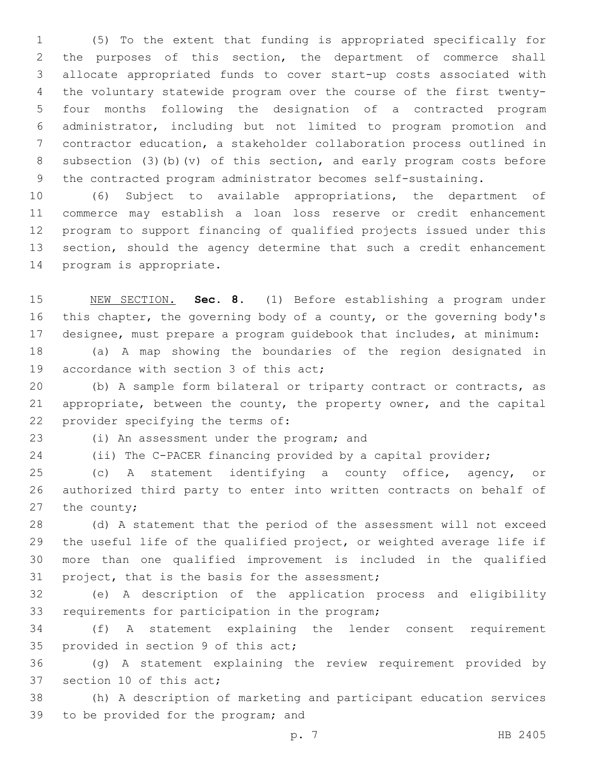(5) To the extent that funding is appropriated specifically for the purposes of this section, the department of commerce shall allocate appropriated funds to cover start-up costs associated with the voluntary statewide program over the course of the first twenty-four months following the designation of a contracted program administrator, including but not limited to program promotion and contractor education, a stakeholder collaboration process outlined in subsection (3)(b)(v) of this section, and early program costs before the contracted program administrator becomes self-sustaining.

(6) Subject to available appropriations, the department of commerce may establish a loan loss reserve or credit enhancement program to support financing of qualified projects issued under this section, should the agency determine that such a credit enhancement program is appropriate.

NEW SECTION. **Sec. 8.** (1) Before establishing a program under this chapter, the governing body of a county, or the governing body's designee, must prepare a program guidebook that includes, at minimum:

(a) A map showing the boundaries of the region designated in accordance with section 3 of this act;

(b) A sample form bilateral or triparty contract or contracts, as appropriate, between the county, the property owner, and the capital provider specifying the terms of:

(i) An assessment under the program; and

(ii) The C-PACER financing provided by a capital provider;

(c) A statement identifying a county office, agency, or authorized third party to enter into written contracts on behalf of the county;

(d) A statement that the period of the assessment will not exceed the useful life of the qualified project, or weighted average life if more than one qualified improvement is included in the qualified project, that is the basis for the assessment;

(e) A description of the application process and eligibility requirements for participation in the program;

(f) A statement explaining the lender consent requirement provided in section 9 of this act;

(g) A statement explaining the review requirement provided by section 10 of this act;

(h) A description of marketing and participant education services to be provided for the program; and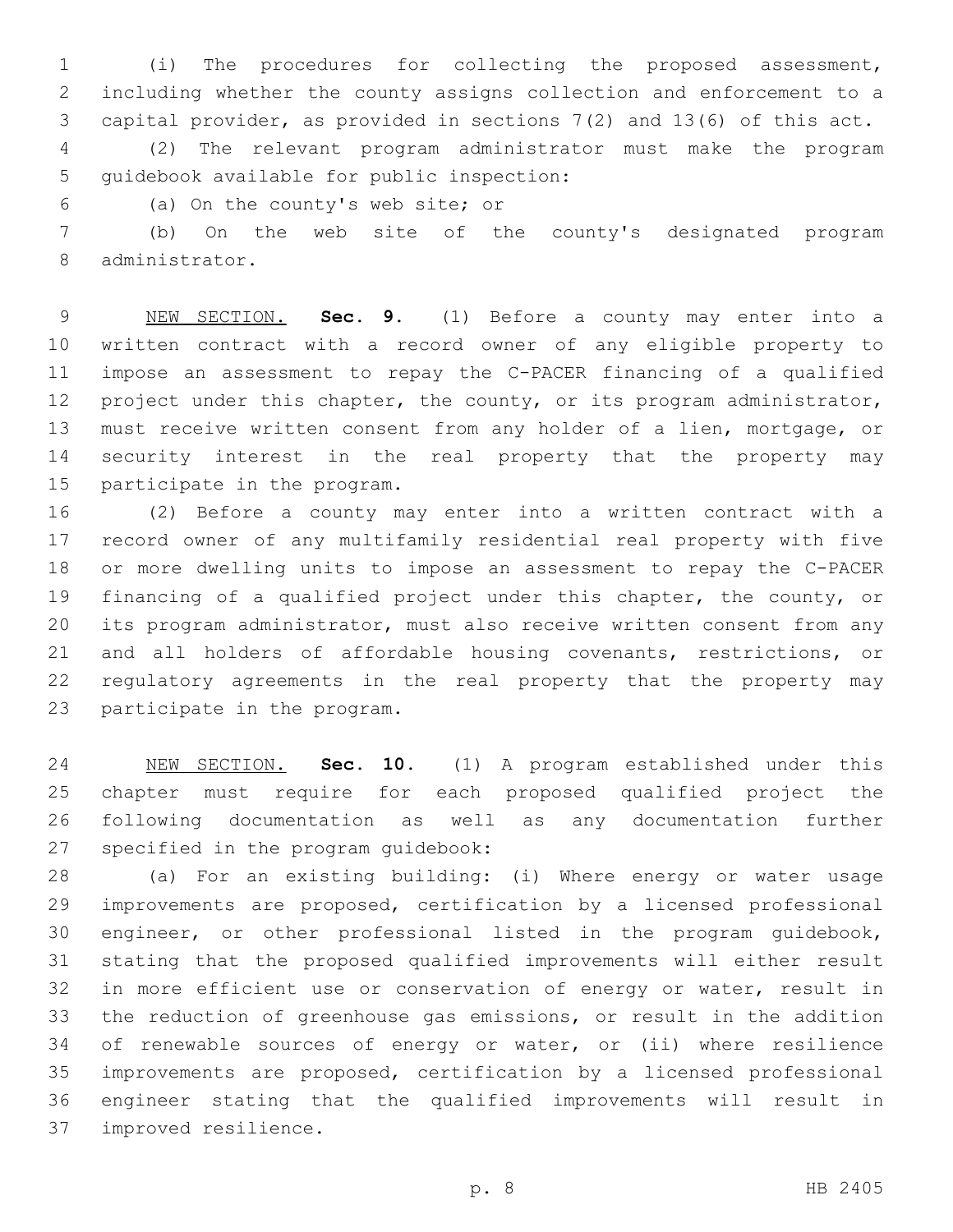(i) The procedures for collecting the proposed assessment, including whether the county assigns collection and enforcement to a capital provider, as provided in sections 7(2) and 13(6) of this act.

(2) The relevant program administrator must make the program guidebook available for public inspection:

(a) On the county's web site; or

(b) On the web site of the county's designated program administrator.

NEW SECTION. **Sec. 9.** (1) Before a county may enter into a written contract with a record owner of any eligible property to impose an assessment to repay the C-PACER financing of a qualified project under this chapter, the county, or its program administrator, must receive written consent from any holder of a lien, mortgage, or security interest in the real property that the property may participate in the program.

(2) Before a county may enter into a written contract with a record owner of any multifamily residential real property with five or more dwelling units to impose an assessment to repay the C-PACER financing of a qualified project under this chapter, the county, or its program administrator, must also receive written consent from any and all holders of affordable housing covenants, restrictions, or regulatory agreements in the real property that the property may participate in the program.

NEW SECTION. **Sec. 10.** (1) A program established under this chapter must require for each proposed qualified project the following documentation as well as any documentation further specified in the program guidebook:

(a) For an existing building: (i) Where energy or water usage improvements are proposed, certification by a licensed professional engineer, or other professional listed in the program guidebook, stating that the proposed qualified improvements will either result in more efficient use or conservation of energy or water, result in the reduction of greenhouse gas emissions, or result in the addition of renewable sources of energy or water, or (ii) where resilience improvements are proposed, certification by a licensed professional engineer stating that the qualified improvements will result in improved resilience.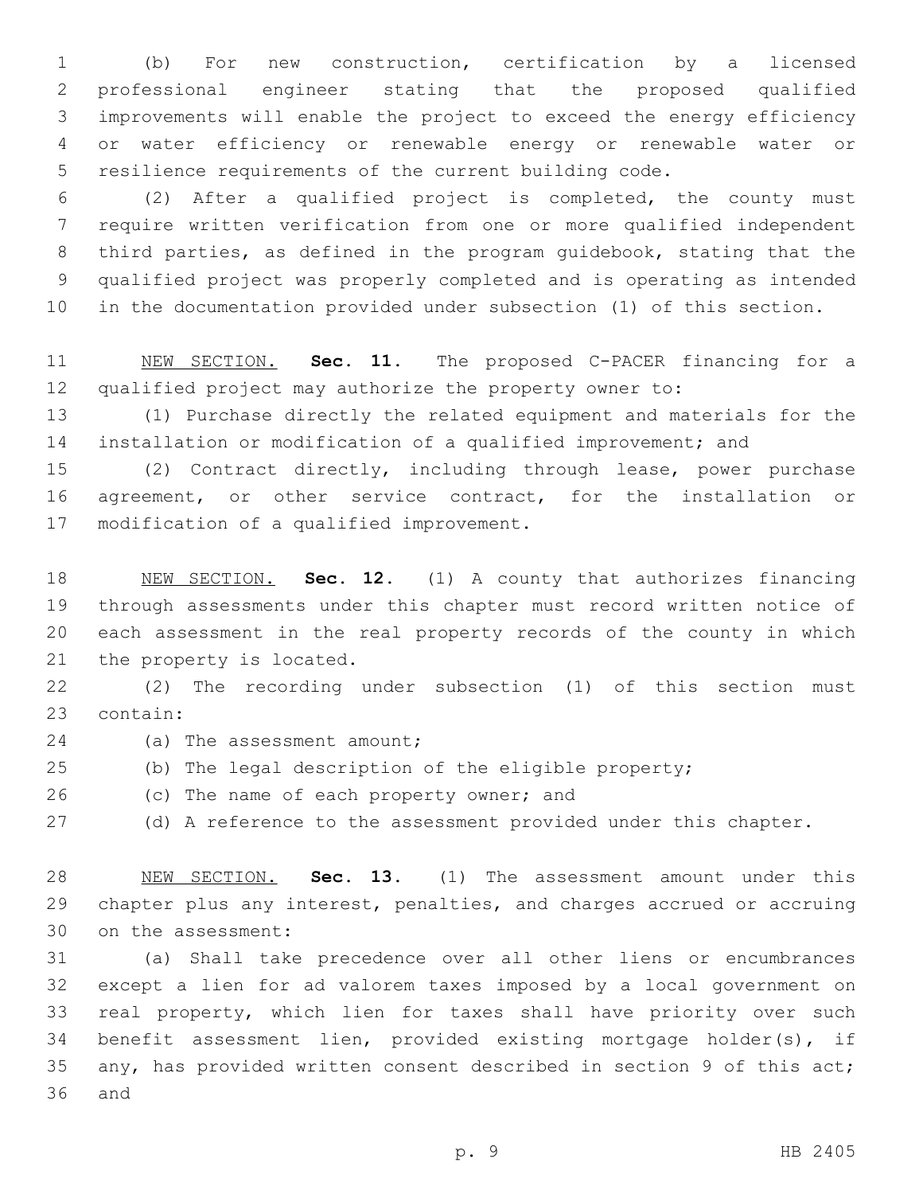(b) For new construction, certification by a licensed professional engineer stating that the proposed qualified improvements will enable the project to exceed the energy efficiency or water efficiency or renewable energy or renewable water or resilience requirements of the current building code.

(2) After a qualified project is completed, the county must require written verification from one or more qualified independent third parties, as defined in the program guidebook, stating that the qualified project was properly completed and is operating as intended in the documentation provided under subsection (1) of this section.

NEW SECTION. **Sec. 11.** The proposed C-PACER financing for a qualified project may authorize the property owner to:

(1) Purchase directly the related equipment and materials for the installation or modification of a qualified improvement; and

(2) Contract directly, including through lease, power purchase agreement, or other service contract, for the installation or modification of a qualified improvement.

NEW SECTION. **Sec. 12.** (1) A county that authorizes financing through assessments under this chapter must record written notice of each assessment in the real property records of the county in which the property is located.

(2) The recording under subsection (1) of this section must contain:

(a) The assessment amount;

(b) The legal description of the eligible property;

(c) The name of each property owner; and

(d) A reference to the assessment provided under this chapter.

NEW SECTION. **Sec. 13.** (1) The assessment amount under this chapter plus any interest, penalties, and charges accrued or accruing on the assessment:

(a) Shall take precedence over all other liens or encumbrances except a lien for ad valorem taxes imposed by a local government on real property, which lien for taxes shall have priority over such benefit assessment lien, provided existing mortgage holder(s), if any, has provided written consent described in section 9 of this act; and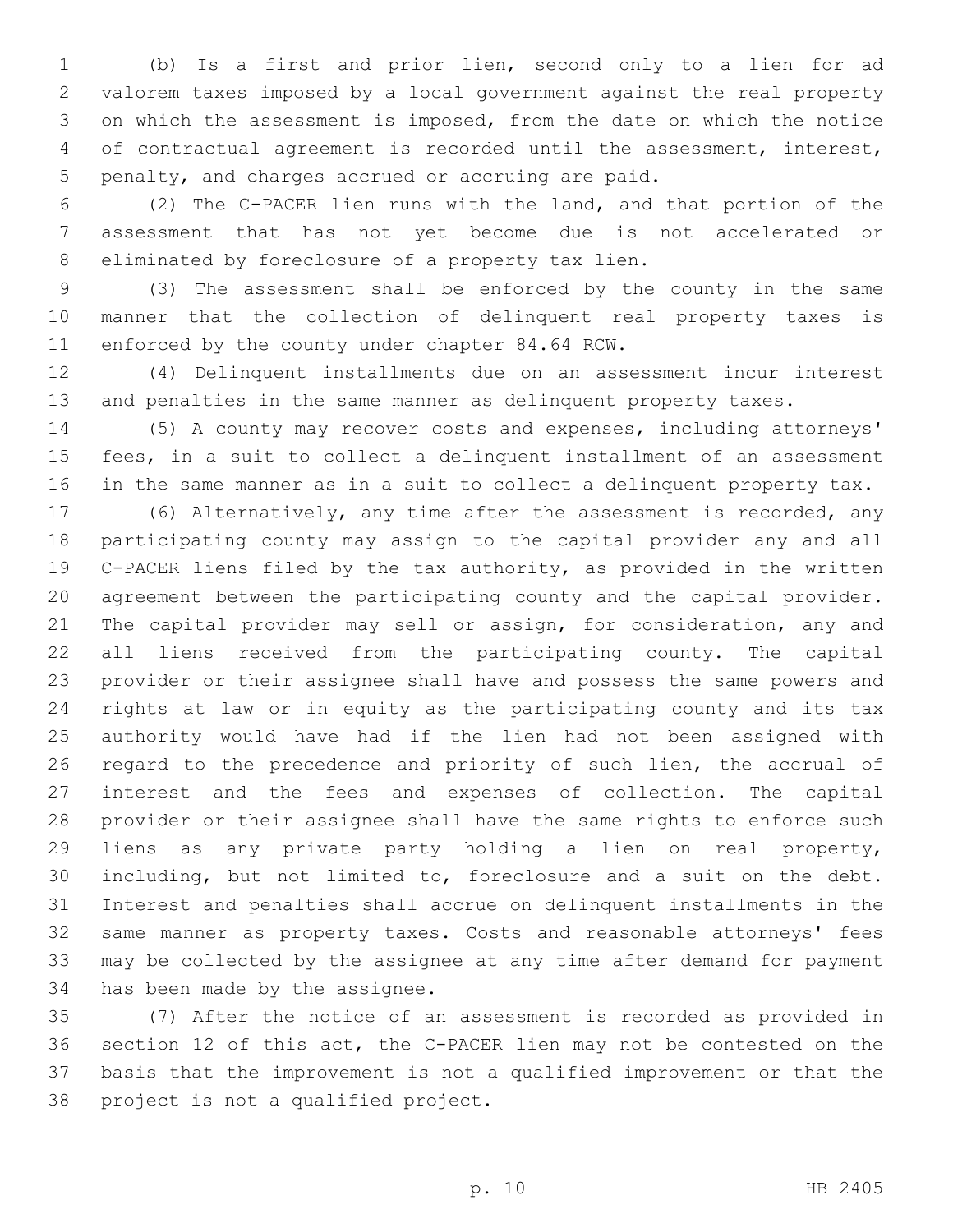(b) Is a first and prior lien, second only to a lien for ad valorem taxes imposed by a local government against the real property on which the assessment is imposed, from the date on which the notice of contractual agreement is recorded until the assessment, interest, penalty, and charges accrued or accruing are paid.

(2) The C-PACER lien runs with the land, and that portion of the assessment that has not yet become due is not accelerated or eliminated by foreclosure of a property tax lien.

(3) The assessment shall be enforced by the county in the same manner that the collection of delinquent real property taxes is enforced by the county under chapter 84.64 RCW.

(4) Delinquent installments due on an assessment incur interest and penalties in the same manner as delinquent property taxes.

(5) A county may recover costs and expenses, including attorneys' fees, in a suit to collect a delinquent installment of an assessment in the same manner as in a suit to collect a delinquent property tax.

(6) Alternatively, any time after the assessment is recorded, any participating county may assign to the capital provider any and all C-PACER liens filed by the tax authority, as provided in the written agreement between the participating county and the capital provider. The capital provider may sell or assign, for consideration, any and all liens received from the participating county. The capital provider or their assignee shall have and possess the same powers and rights at law or in equity as the participating county and its tax authority would have had if the lien had not been assigned with regard to the precedence and priority of such lien, the accrual of interest and the fees and expenses of collection. The capital provider or their assignee shall have the same rights to enforce such liens as any private party holding a lien on real property, including, but not limited to, foreclosure and a suit on the debt. Interest and penalties shall accrue on delinquent installments in the same manner as property taxes. Costs and reasonable attorneys' fees may be collected by the assignee at any time after demand for payment has been made by the assignee.

(7) After the notice of an assessment is recorded as provided in section 12 of this act, the C-PACER lien may not be contested on the basis that the improvement is not a qualified improvement or that the project is not a qualified project.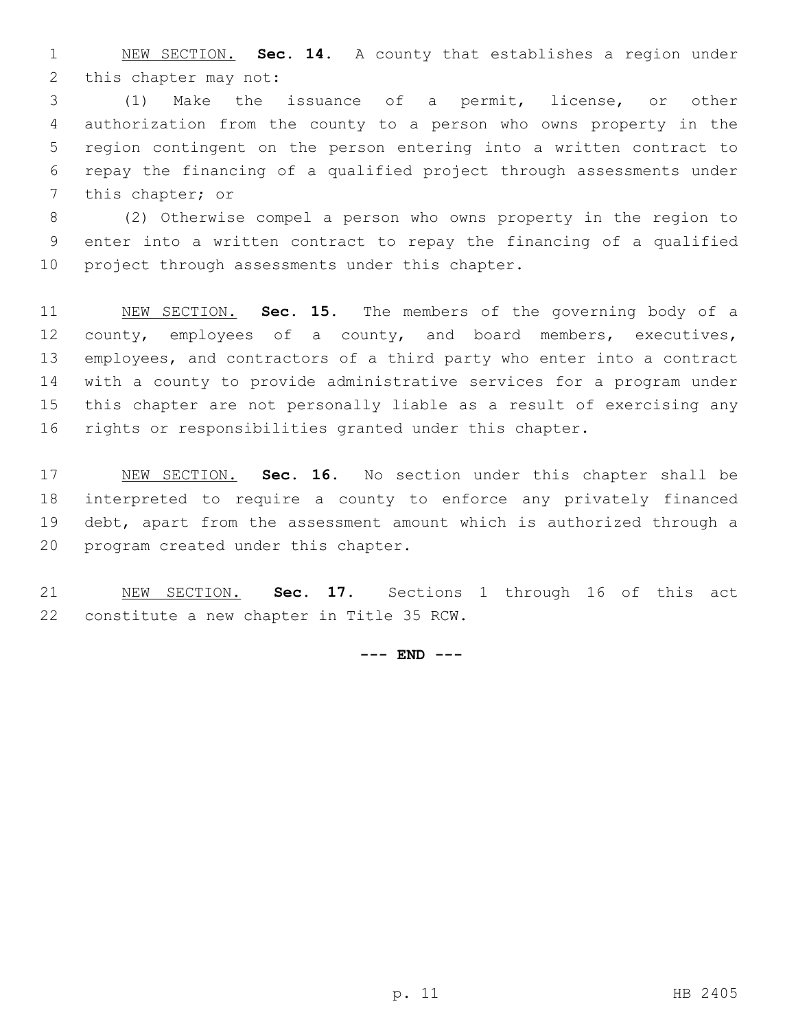NEW SECTION. **Sec. 14.** A county that establishes a region under this chapter may not:

(1) Make the issuance of a permit, license, or other authorization from the county to a person who owns property in the region contingent on the person entering into a written contract to repay the financing of a qualified project through assessments under this chapter; or

(2) Otherwise compel a person who owns property in the region to enter into a written contract to repay the financing of a qualified project through assessments under this chapter.

NEW SECTION. **Sec. 15.** The members of the governing body of a county, employees of a county, and board members, executives, employees, and contractors of a third party who enter into a contract with a county to provide administrative services for a program under this chapter are not personally liable as a result of exercising any rights or responsibilities granted under this chapter.

NEW SECTION. **Sec. 16.** No section under this chapter shall be interpreted to require a county to enforce any privately financed debt, apart from the assessment amount which is authorized through a program created under this chapter.

NEW SECTION. **Sec. 17.** Sections 1 through 16 of this act constitute a new chapter in Title 35 RCW.

**--- END ---**